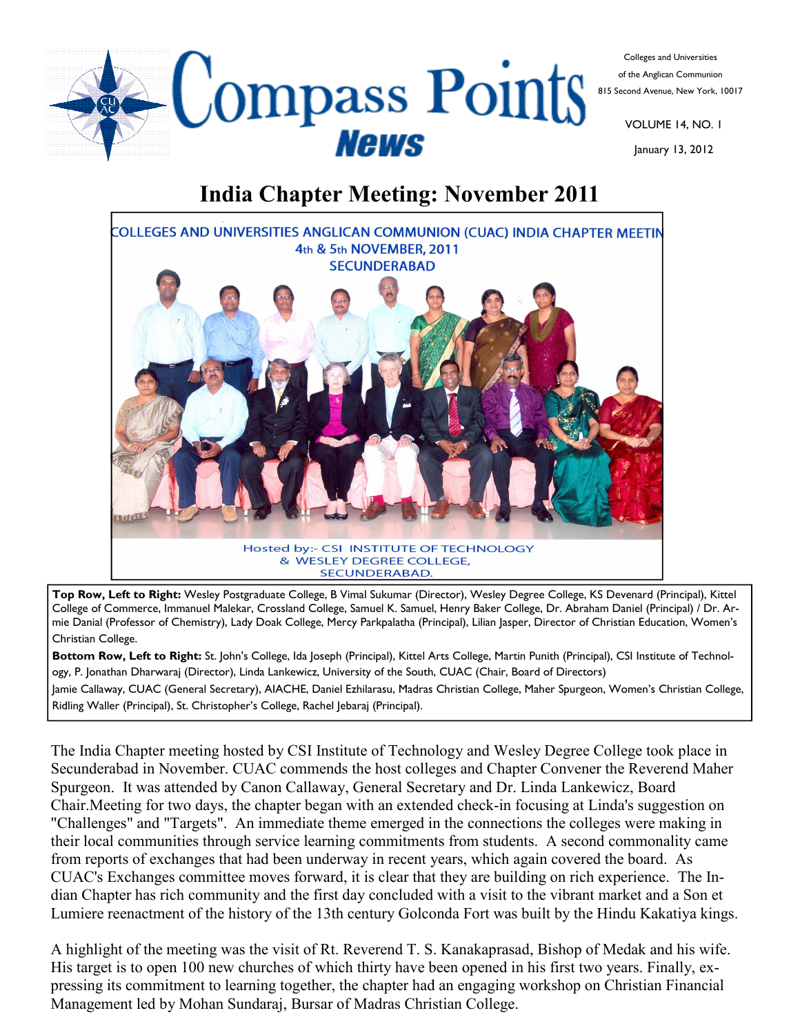# Compass Points News

Colleges and Universities of the Anglican Communion
815 Second Avenue, New York, 10017

VOLUME 14, NO. 1

January 13, 2012

## India Chapter Meeting: November 2011

COLLEGES AND UNIVERSITIES ANGLICAN COMMUNION (CUAC) INDIA CHAPTER MEETIN
4th & 5th NOVEMBER, 2011
SECUNDERABAD

Hosted by:- CSI INSTITUTE OF TECHNOLOGY
& WESLEY DEGREE COLLEGE,
SECUNDERABAD.

**Top Row, Left to Right:** Wesley Postgraduate College, B Vimal Sukumar (Director), Wesley Degree College, KS Devenard (Principal), Kittel College of Commerce, Immanuel Malekar, Crossland College, Samuel K. Samuel, Henry Baker College, Dr. Abraham Daniel (Principal) / Dr. Armie Danial (Professor of Chemistry), Lady Doak College, Mercy Parkpalatha (Principal), Lilian Jasper, Director of Christian Education, Women's Christian College.

**Bottom Row, Left to Right:** St. John's College, Ida Joseph (Principal), Kittel Arts College, Martin Punith (Principal), CSI Institute of Technology, P. Jonathan Dharwaraj (Director), Linda Lankewicz, University of the South, CUAC (Chair, Board of Directors) Jamie Callaway, CUAC (General Secretary), AIACHE, Daniel Ezhilarasu, Madras Christian College, Maher Spurgeon, Women's Christian College, Ridling Waller (Principal), St. Christopher's College, Rachel Jebaraj (Principal).

The India Chapter meeting hosted by CSI Institute of Technology and Wesley Degree College took place in Secunderabad in November. CUAC commends the host colleges and Chapter Convener the Reverend Maher Spurgeon. It was attended by Canon Callaway, General Secretary and Dr. Linda Lankewicz, Board Chair.Meeting for two days, the chapter began with an extended check-in focusing at Linda's suggestion on "Challenges" and "Targets". An immediate theme emerged in the connections the colleges were making in their local communities through service learning commitments from students. A second commonality came from reports of exchanges that had been underway in recent years, which again covered the board. As CUAC's Exchanges committee moves forward, it is clear that they are building on rich experience. The Indian Chapter has rich community and the first day concluded with a visit to the vibrant market and a Son et Lumiere reenactment of the history of the 13th century Golconda Fort was built by the Hindu Kakatiya kings.

A highlight of the meeting was the visit of Rt. Reverend T. S. Kanakaprasad, Bishop of Medak and his wife. His target is to open 100 new churches of which thirty have been opened in his first two years. Finally, expressing its commitment to learning together, the chapter had an engaging workshop on Christian Financial Management led by Mohan Sundaraj, Bursar of Madras Christian College.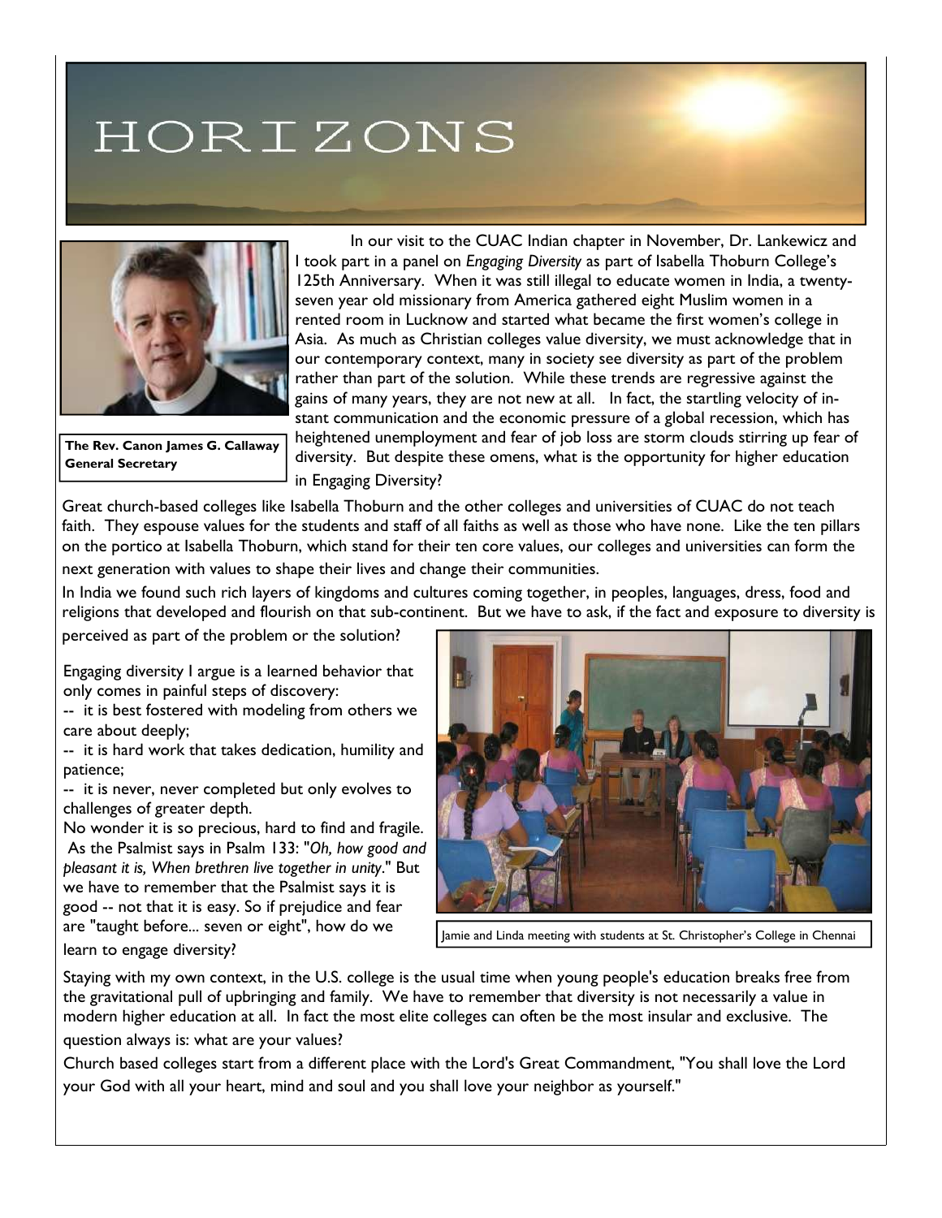# HORIZONS

**The Rev. Canon James G. Callaway**
**General Secretary**

In our visit to the CUAC Indian chapter in November, Dr. Lankewicz and I took part in a panel on *Engaging Diversity* as part of Isabella Thoburn College's 125th Anniversary. When it was still illegal to educate women in India, a twenty-seven year old missionary from America gathered eight Muslim women in a rented room in Lucknow and started what became the first women's college in Asia. As much as Christian colleges value diversity, we must acknowledge that in our contemporary context, many in society see diversity as part of the problem rather than part of the solution. While these trends are regressive against the gains of many years, they are not new at all. In fact, the startling velocity of instant communication and the economic pressure of a global recession, which has heightened unemployment and fear of job loss are storm clouds stirring up fear of diversity. But despite these omens, what is the opportunity for higher education in Engaging Diversity?

Great church-based colleges like Isabella Thoburn and the other colleges and universities of CUAC do not teach faith. They espouse values for the students and staff of all faiths as well as those who have none. Like the ten pillars on the portico at Isabella Thoburn, which stand for their ten core values, our colleges and universities can form the next generation with values to shape their lives and change their communities.

In India we found such rich layers of kingdoms and cultures coming together, in peoples, languages, dress, food and religions that developed and flourish on that sub-continent. But we have to ask, if the fact and exposure to diversity is perceived as part of the problem or the solution?

Engaging diversity I argue is a learned behavior that only comes in painful steps of discovery:

-- it is best fostered with modeling from others we care about deeply;

-- it is hard work that takes dedication, humility and patience;

-- it is never, never completed but only evolves to challenges of greater depth.

No wonder it is so precious, hard to find and fragile. As the Psalmist says in Psalm 133: "*Oh, how good and pleasant it is, When brethren live together in unity*." But we have to remember that the Psalmist says it is good -- not that it is easy. So if prejudice and fear are "taught before... seven or eight", how do we learn to engage diversity?

Jamie and Linda meeting with students at St. Christopher's College in Chennai

Staying with my own context, in the U.S. college is the usual time when young people's education breaks free from the gravitational pull of upbringing and family. We have to remember that diversity is not necessarily a value in modern higher education at all. In fact the most elite colleges can often be the most insular and exclusive. The question always is: what are your values?

Church based colleges start from a different place with the Lord's Great Commandment, "You shall love the Lord your God with all your heart, mind and soul and you shall love your neighbor as yourself."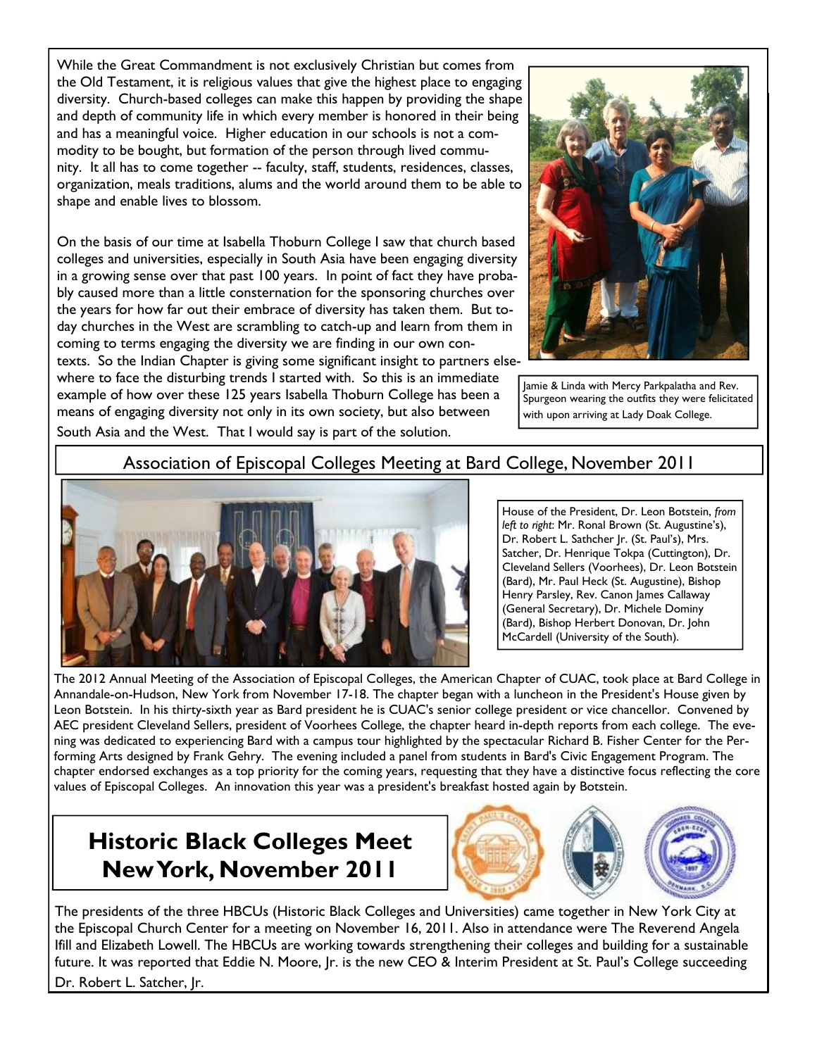While the Great Commandment is not exclusively Christian but comes from the Old Testament, it is religious values that give the highest place to engaging diversity. Church-based colleges can make this happen by providing the shape and depth of community life in which every member is honored in their being and has a meaningful voice. Higher education in our schools is not a commodity to be bought, but formation of the person through lived community. It all has to come together -- faculty, staff, students, residences, classes, organization, meals traditions, alums and the world around them to be able to shape and enable lives to blossom.

On the basis of our time at Isabella Thoburn College I saw that church based colleges and universities, especially in South Asia have been engaging diversity in a growing sense over that past 100 years. In point of fact they have probably caused more than a little consternation for the sponsoring churches over the years for how far out their embrace of diversity has taken them. But today churches in the West are scrambling to catch-up and learn from them in coming to terms engaging the diversity we are finding in our own contexts. So the Indian Chapter is giving some significant insight to partners elsewhere to face the disturbing trends I started with. So this is an immediate example of how over these 125 years Isabella Thoburn College has been a means of engaging diversity not only in its own society, but also between South Asia and the West. That I would say is part of the solution.

Jamie & Linda with Mercy Parkpalatha and Rev. Spurgeon wearing the outfits they were felicitated with upon arriving at Lady Doak College.

## Association of Episcopal Colleges Meeting at Bard College, November 2011

House of the President, Dr. Leon Botstein, *from left to right:* Mr. Ronal Brown (St. Augustine's), Dr. Robert L. Sathcher Jr. (St. Paul's), Mrs. Satcher, Dr. Henrique Tokpa (Cuttington), Dr. Cleveland Sellers (Voorhees), Dr. Leon Botstein (Bard), Mr. Paul Heck (St. Augustine), Bishop Henry Parsley, Rev. Canon James Callaway (General Secretary), Dr. Michele Dominy (Bard), Bishop Herbert Donovan, Dr. John McCardell (University of the South).

The 2012 Annual Meeting of the Association of Episcopal Colleges, the American Chapter of CUAC, took place at Bard College in Annandale-on-Hudson, New York from November 17-18. The chapter began with a luncheon in the President's House given by Leon Botstein. In his thirty-sixth year as Bard president he is CUAC's senior college president or vice chancellor. Convened by AEC president Cleveland Sellers, president of Voorhees College, the chapter heard in-depth reports from each college. The evening was dedicated to experiencing Bard with a campus tour highlighted by the spectacular Richard B. Fisher Center for the Performing Arts designed by Frank Gehry. The evening included a panel from students in Bard's Civic Engagement Program. The chapter endorsed exchanges as a top priority for the coming years, requesting that they have a distinctive focus reflecting the core values of Episcopal Colleges. An innovation this year was a president's breakfast hosted again by Botstein.

## Historic Black Colleges Meet New York, November 2011

The presidents of the three HBCUs (Historic Black Colleges and Universities) came together in New York City at the Episcopal Church Center for a meeting on November 16, 2011. Also in attendance were The Reverend Angela Ifill and Elizabeth Lowell. The HBCUs are working towards strengthening their colleges and building for a sustainable future. It was reported that Eddie N. Moore, Jr. is the new CEO & Interim President at St. Paul's College succeeding Dr. Robert L. Satcher, Jr.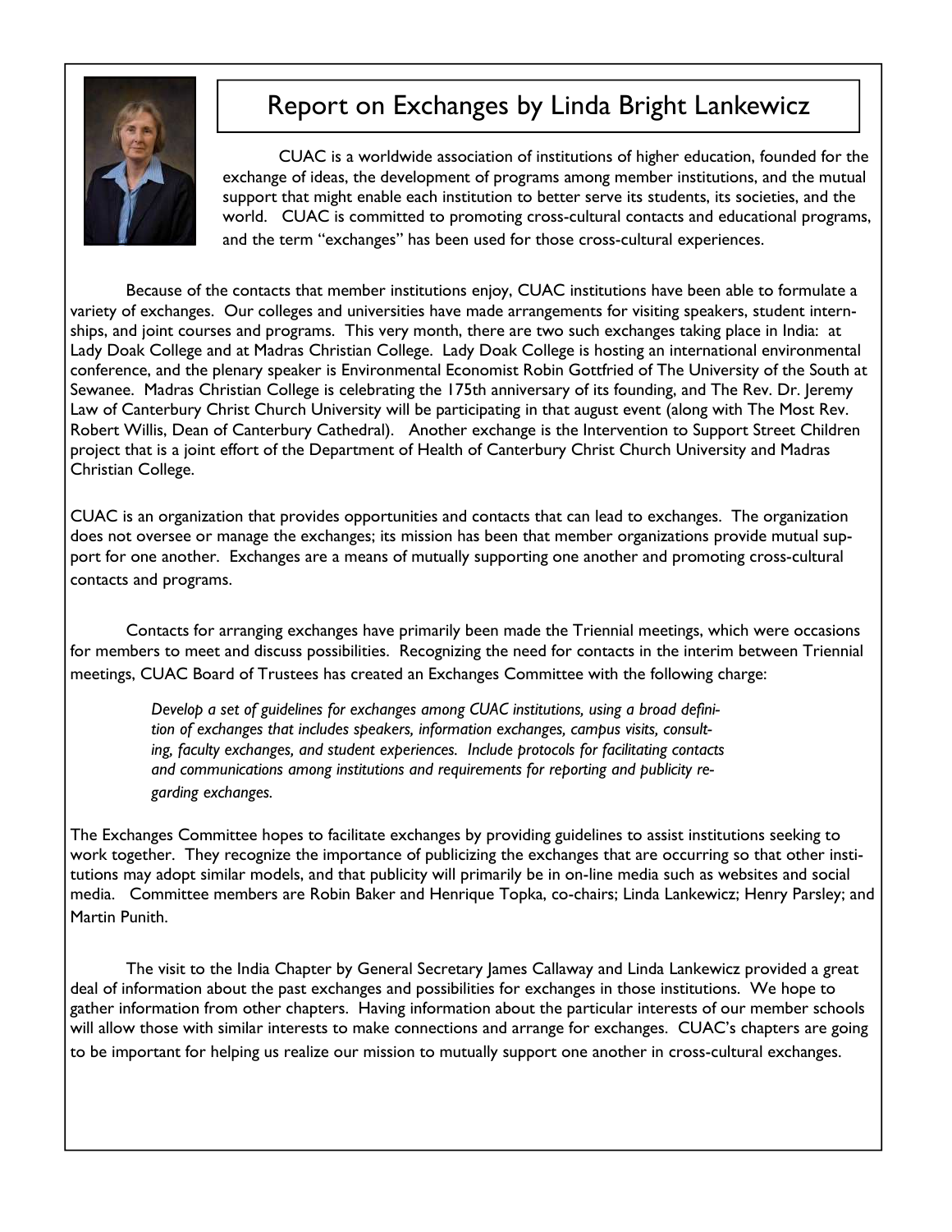# Report on Exchanges by Linda Bright Lankewicz

CUAC is a worldwide association of institutions of higher education, founded for the exchange of ideas, the development of programs among member institutions, and the mutual support that might enable each institution to better serve its students, its societies, and the world. CUAC is committed to promoting cross-cultural contacts and educational programs, and the term "exchanges" has been used for those cross-cultural experiences.

Because of the contacts that member institutions enjoy, CUAC institutions have been able to formulate a variety of exchanges. Our colleges and universities have made arrangements for visiting speakers, student internships, and joint courses and programs. This very month, there are two such exchanges taking place in India: at Lady Doak College and at Madras Christian College. Lady Doak College is hosting an international environmental conference, and the plenary speaker is Environmental Economist Robin Gottfried of The University of the South at Sewanee. Madras Christian College is celebrating the 175th anniversary of its founding, and The Rev. Dr. Jeremy Law of Canterbury Christ Church University will be participating in that august event (along with The Most Rev. Robert Willis, Dean of Canterbury Cathedral). Another exchange is the Intervention to Support Street Children project that is a joint effort of the Department of Health of Canterbury Christ Church University and Madras Christian College.

CUAC is an organization that provides opportunities and contacts that can lead to exchanges. The organization does not oversee or manage the exchanges; its mission has been that member organizations provide mutual support for one another. Exchanges are a means of mutually supporting one another and promoting cross-cultural contacts and programs.

Contacts for arranging exchanges have primarily been made the Triennial meetings, which were occasions for members to meet and discuss possibilities. Recognizing the need for contacts in the interim between Triennial meetings, CUAC Board of Trustees has created an Exchanges Committee with the following charge:

> *Develop a set of guidelines for exchanges among CUAC institutions, using a broad definition of exchanges that includes speakers, information exchanges, campus visits, consulting, faculty exchanges, and student experiences. Include protocols for facilitating contacts and communications among institutions and requirements for reporting and publicity regarding exchanges.*

The Exchanges Committee hopes to facilitate exchanges by providing guidelines to assist institutions seeking to work together. They recognize the importance of publicizing the exchanges that are occurring so that other institutions may adopt similar models, and that publicity will primarily be in on-line media such as websites and social media. Committee members are Robin Baker and Henrique Topka, co-chairs; Linda Lankewicz; Henry Parsley; and Martin Punith.

The visit to the India Chapter by General Secretary James Callaway and Linda Lankewicz provided a great deal of information about the past exchanges and possibilities for exchanges in those institutions. We hope to gather information from other chapters. Having information about the particular interests of our member schools will allow those with similar interests to make connections and arrange for exchanges. CUAC's chapters are going to be important for helping us realize our mission to mutually support one another in cross-cultural exchanges.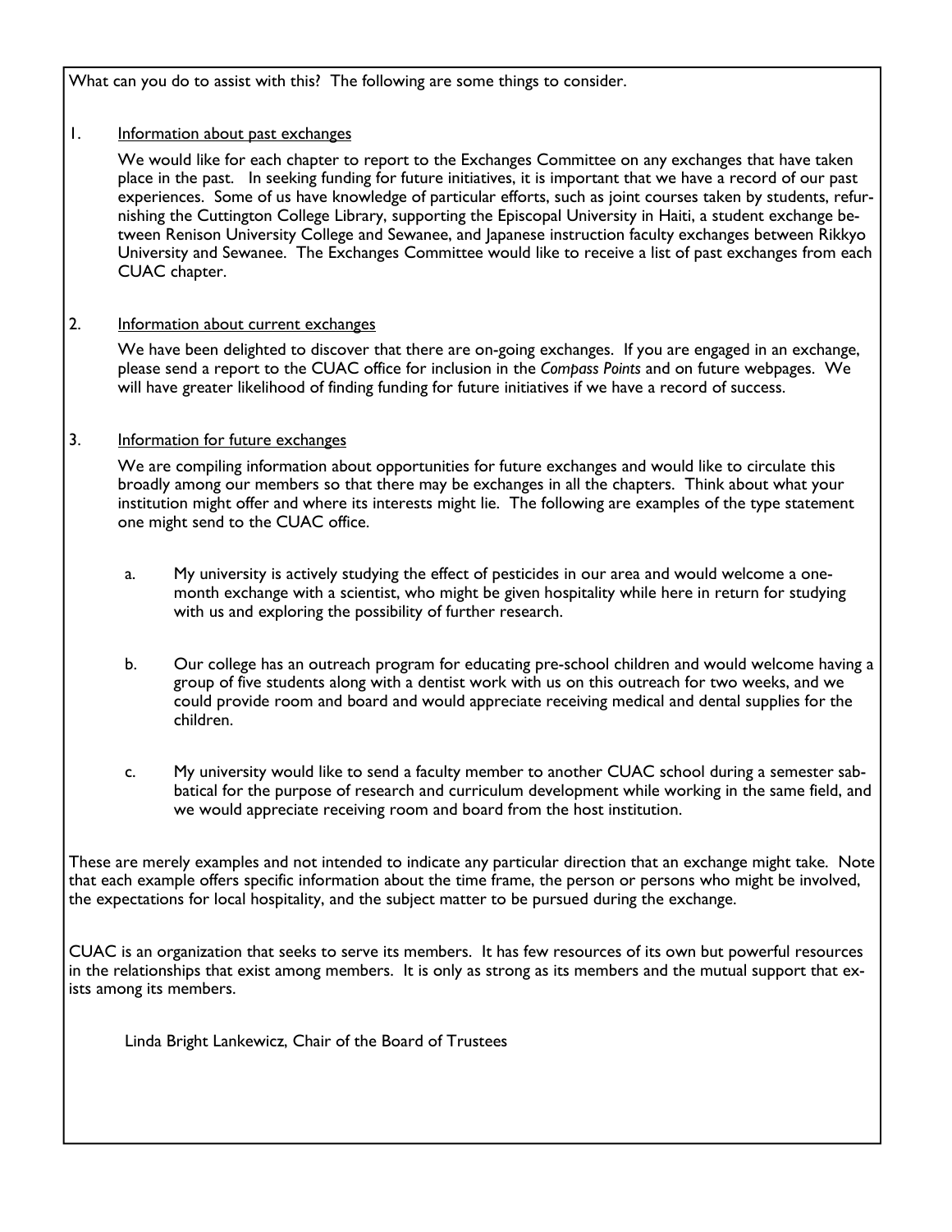What can you do to assist with this? The following are some things to consider.

1. Information about past exchanges

   We would like for each chapter to report to the Exchanges Committee on any exchanges that have taken place in the past. In seeking funding for future initiatives, it is important that we have a record of our past experiences. Some of us have knowledge of particular efforts, such as joint courses taken by students, refurnishing the Cuttington College Library, supporting the Episcopal University in Haiti, a student exchange between Renison University College and Sewanee, and Japanese instruction faculty exchanges between Rikkyo University and Sewanee. The Exchanges Committee would like to receive a list of past exchanges from each CUAC chapter.

2. Information about current exchanges

   We have been delighted to discover that there are on-going exchanges. If you are engaged in an exchange, please send a report to the CUAC office for inclusion in the *Compass Points* and on future webpages. We will have greater likelihood of finding funding for future initiatives if we have a record of success.

3. Information for future exchanges

   We are compiling information about opportunities for future exchanges and would like to circulate this broadly among our members so that there may be exchanges in all the chapters. Think about what your institution might offer and where its interests might lie. The following are examples of the type statement one might send to the CUAC office.

   a. My university is actively studying the effect of pesticides in our area and would welcome a one-month exchange with a scientist, who might be given hospitality while here in return for studying with us and exploring the possibility of further research.

   b. Our college has an outreach program for educating pre-school children and would welcome having a group of five students along with a dentist work with us on this outreach for two weeks, and we could provide room and board and would appreciate receiving medical and dental supplies for the children.

   c. My university would like to send a faculty member to another CUAC school during a semester sabbatical for the purpose of research and curriculum development while working in the same field, and we would appreciate receiving room and board from the host institution.

These are merely examples and not intended to indicate any particular direction that an exchange might take. Note that each example offers specific information about the time frame, the person or persons who might be involved, the expectations for local hospitality, and the subject matter to be pursued during the exchange.

CUAC is an organization that seeks to serve its members. It has few resources of its own but powerful resources in the relationships that exist among members. It is only as strong as its members and the mutual support that exists among its members.

Linda Bright Lankewicz, Chair of the Board of Trustees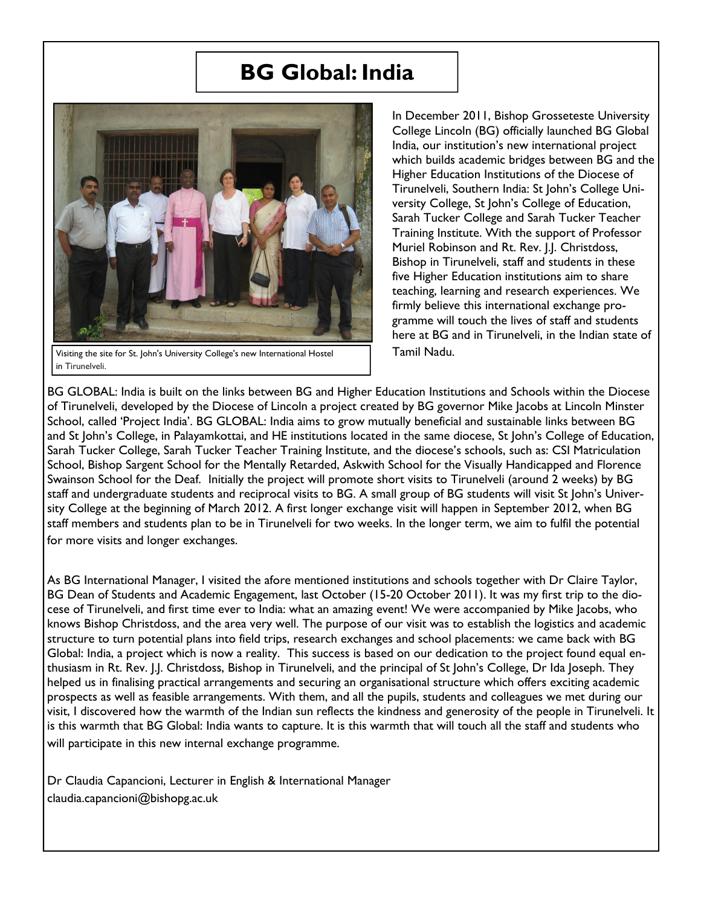# BG Global: India

Visiting the site for St. John's University College's new International Hostel in Tirunelveli.

In December 2011, Bishop Grosseteste University College Lincoln (BG) officially launched BG Global India, our institution's new international project which builds academic bridges between BG and the Higher Education Institutions of the Diocese of Tirunelveli, Southern India: St John's College University College, St John's College of Education, Sarah Tucker College and Sarah Tucker Teacher Training Institute. With the support of Professor Muriel Robinson and Rt. Rev. J.J. Christdoss, Bishop in Tirunelveli, staff and students in these five Higher Education institutions aim to share teaching, learning and research experiences. We firmly believe this international exchange programme will touch the lives of staff and students here at BG and in Tirunelveli, in the Indian state of Tamil Nadu.

BG GLOBAL: India is built on the links between BG and Higher Education Institutions and Schools within the Diocese of Tirunelveli, developed by the Diocese of Lincoln a project created by BG governor Mike Jacobs at Lincoln Minster School, called 'Project India'. BG GLOBAL: India aims to grow mutually beneficial and sustainable links between BG and St John's College, in Palayamkottai, and HE institutions located in the same diocese, St John's College of Education, Sarah Tucker College, Sarah Tucker Teacher Training Institute, and the diocese's schools, such as: CSI Matriculation School, Bishop Sargent School for the Mentally Retarded, Askwith School for the Visually Handicapped and Florence Swainson School for the Deaf. Initially the project will promote short visits to Tirunelveli (around 2 weeks) by BG staff and undergraduate students and reciprocal visits to BG. A small group of BG students will visit St John's University College at the beginning of March 2012. A first longer exchange visit will happen in September 2012, when BG staff members and students plan to be in Tirunelveli for two weeks. In the longer term, we aim to fulfil the potential for more visits and longer exchanges.

As BG International Manager, I visited the afore mentioned institutions and schools together with Dr Claire Taylor, BG Dean of Students and Academic Engagement, last October (15-20 October 2011). It was my first trip to the diocese of Tirunelveli, and first time ever to India: what an amazing event! We were accompanied by Mike Jacobs, who knows Bishop Christdoss, and the area very well. The purpose of our visit was to establish the logistics and academic structure to turn potential plans into field trips, research exchanges and school placements: we came back with BG Global: India, a project which is now a reality. This success is based on our dedication to the project found equal enthusiasm in Rt. Rev. J.J. Christdoss, Bishop in Tirunelveli, and the principal of St John's College, Dr Ida Joseph. They helped us in finalising practical arrangements and securing an organisational structure which offers exciting academic prospects as well as feasible arrangements. With them, and all the pupils, students and colleagues we met during our visit, I discovered how the warmth of the Indian sun reflects the kindness and generosity of the people in Tirunelveli. It is this warmth that BG Global: India wants to capture. It is this warmth that will touch all the staff and students who will participate in this new internal exchange programme.

Dr Claudia Capancioni, Lecturer in English & International Manager
claudia.capancioni@bishopg.ac.uk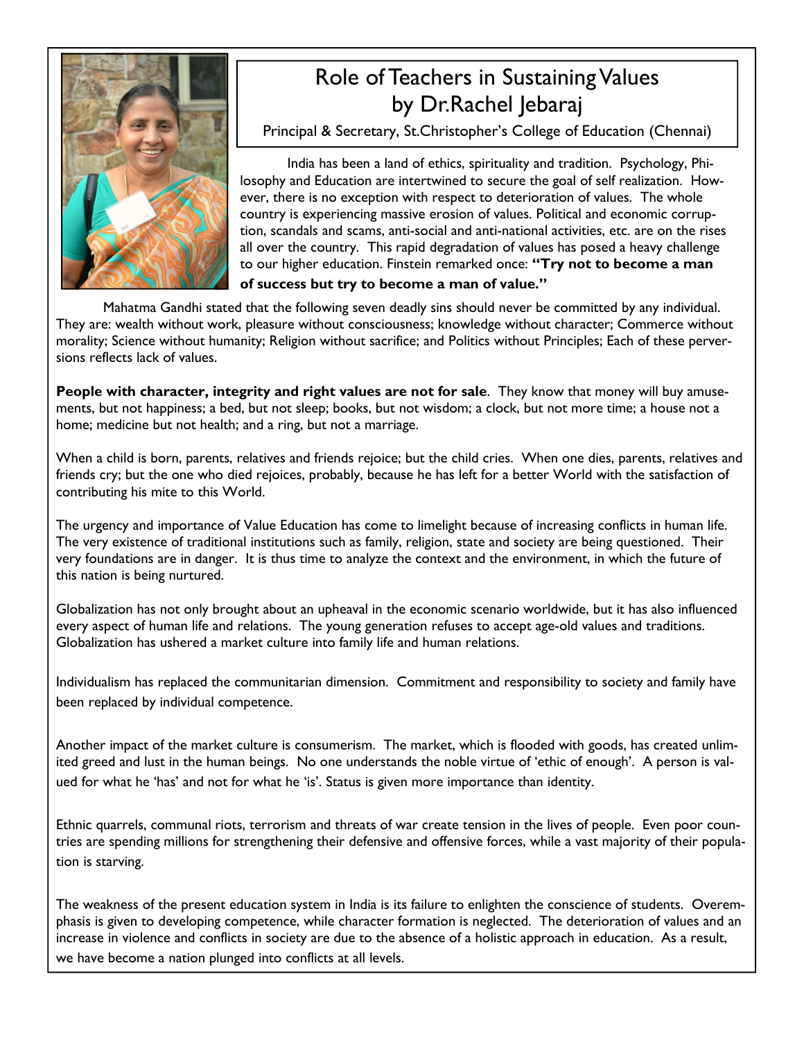# Role of Teachers in Sustaining Values by Dr.Rachel Jebaraj

Principal & Secretary, St.Christopher's College of Education (Chennai)

India has been a land of ethics, spirituality and tradition. Psychology, Philosophy and Education are intertwined to secure the goal of self realization. However, there is no exception with respect to deterioration of values. The whole country is experiencing massive erosion of values. Political and economic corruption, scandals and scams, anti-social and anti-national activities, etc. are on the rises all over the country. This rapid degradation of values has posed a heavy challenge to our higher education. Finstein remarked once: **"Try not to become a man of success but try to become a man of value."**

Mahatma Gandhi stated that the following seven deadly sins should never be committed by any individual. They are: wealth without work, pleasure without consciousness; knowledge without character; Commerce without morality; Science without humanity; Religion without sacrifice; and Politics without Principles; Each of these perversions reflects lack of values.

**People with character, integrity and right values are not for sale**. They know that money will buy amusements, but not happiness; a bed, but not sleep; books, but not wisdom; a clock, but not more time; a house not a home; medicine but not health; and a ring, but not a marriage.

When a child is born, parents, relatives and friends rejoice; but the child cries. When one dies, parents, relatives and friends cry; but the one who died rejoices, probably, because he has left for a better World with the satisfaction of contributing his mite to this World.

The urgency and importance of Value Education has come to limelight because of increasing conflicts in human life. The very existence of traditional institutions such as family, religion, state and society are being questioned. Their very foundations are in danger. It is thus time to analyze the context and the environment, in which the future of this nation is being nurtured.

Globalization has not only brought about an upheaval in the economic scenario worldwide, but it has also influenced every aspect of human life and relations. The young generation refuses to accept age-old values and traditions. Globalization has ushered a market culture into family life and human relations.

Individualism has replaced the communitarian dimension. Commitment and responsibility to society and family have been replaced by individual competence.

Another impact of the market culture is consumerism. The market, which is flooded with goods, has created unlimited greed and lust in the human beings. No one understands the noble virtue of 'ethic of enough'. A person is valued for what he 'has' and not for what he 'is'. Status is given more importance than identity.

Ethnic quarrels, communal riots, terrorism and threats of war create tension in the lives of people. Even poor countries are spending millions for strengthening their defensive and offensive forces, while a vast majority of their population is starving.

The weakness of the present education system in India is its failure to enlighten the conscience of students. Overemphasis is given to developing competence, while character formation is neglected. The deterioration of values and an increase in violence and conflicts in society are due to the absence of a holistic approach in education. As a result, we have become a nation plunged into conflicts at all levels.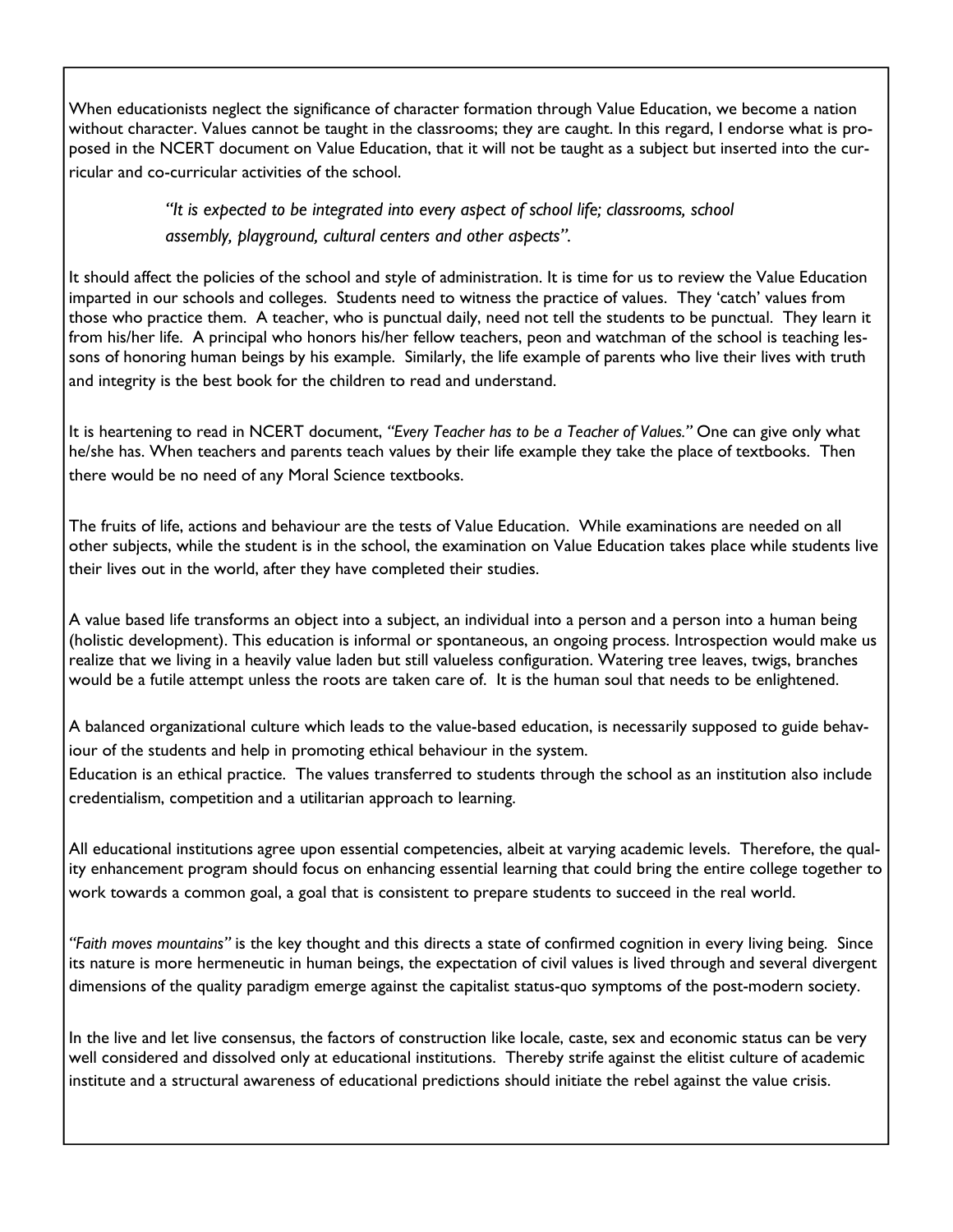When educationists neglect the significance of character formation through Value Education, we become a nation without character. Values cannot be taught in the classrooms; they are caught. In this regard, I endorse what is proposed in the NCERT document on Value Education, that it will not be taught as a subject but inserted into the curricular and co-curricular activities of the school.

> *"It is expected to be integrated into every aspect of school life; classrooms, school assembly, playground, cultural centers and other aspects".*

It should affect the policies of the school and style of administration. It is time for us to review the Value Education imparted in our schools and colleges. Students need to witness the practice of values. They 'catch' values from those who practice them. A teacher, who is punctual daily, need not tell the students to be punctual. They learn it from his/her life. A principal who honors his/her fellow teachers, peon and watchman of the school is teaching lessons of honoring human beings by his example. Similarly, the life example of parents who live their lives with truth and integrity is the best book for the children to read and understand.

It is heartening to read in NCERT document, *"Every Teacher has to be a Teacher of Values."* One can give only what he/she has. When teachers and parents teach values by their life example they take the place of textbooks. Then there would be no need of any Moral Science textbooks.

The fruits of life, actions and behaviour are the tests of Value Education. While examinations are needed on all other subjects, while the student is in the school, the examination on Value Education takes place while students live their lives out in the world, after they have completed their studies.

A value based life transforms an object into a subject, an individual into a person and a person into a human being (holistic development). This education is informal or spontaneous, an ongoing process. Introspection would make us realize that we living in a heavily value laden but still valueless configuration. Watering tree leaves, twigs, branches would be a futile attempt unless the roots are taken care of. It is the human soul that needs to be enlightened.

A balanced organizational culture which leads to the value-based education, is necessarily supposed to guide behaviour of the students and help in promoting ethical behaviour in the system.

Education is an ethical practice. The values transferred to students through the school as an institution also include credentialism, competition and a utilitarian approach to learning.

All educational institutions agree upon essential competencies, albeit at varying academic levels. Therefore, the quality enhancement program should focus on enhancing essential learning that could bring the entire college together to work towards a common goal, a goal that is consistent to prepare students to succeed in the real world.

*"Faith moves mountains"* is the key thought and this directs a state of confirmed cognition in every living being. Since its nature is more hermeneutic in human beings, the expectation of civil values is lived through and several divergent dimensions of the quality paradigm emerge against the capitalist status-quo symptoms of the post-modern society.

In the live and let live consensus, the factors of construction like locale, caste, sex and economic status can be very well considered and dissolved only at educational institutions. Thereby strife against the elitist culture of academic institute and a structural awareness of educational predictions should initiate the rebel against the value crisis.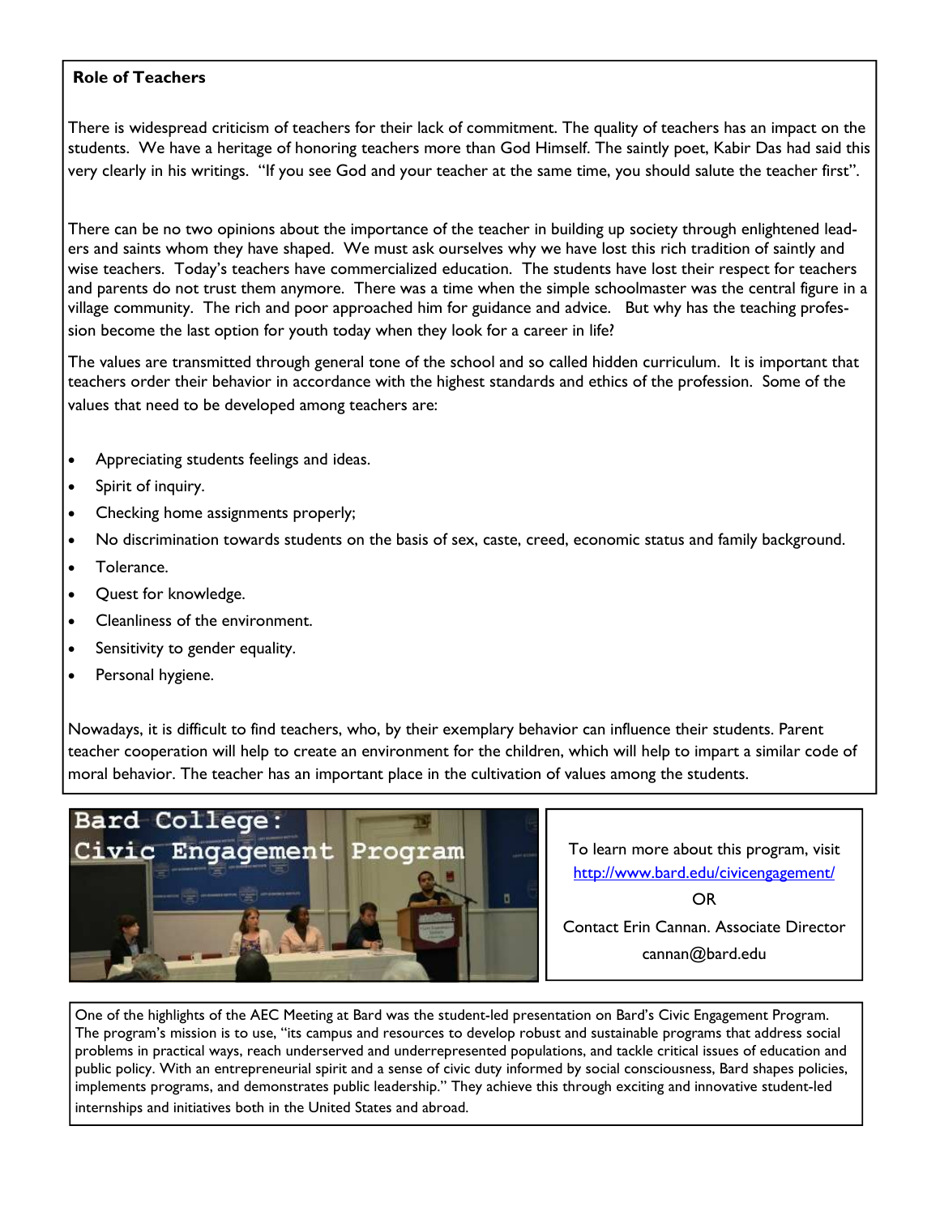**Role of Teachers**

There is widespread criticism of teachers for their lack of commitment. The quality of teachers has an impact on the students. We have a heritage of honoring teachers more than God Himself. The saintly poet, Kabir Das had said this very clearly in his writings. "If you see God and your teacher at the same time, you should salute the teacher first".

There can be no two opinions about the importance of the teacher in building up society through enlightened leaders and saints whom they have shaped. We must ask ourselves why we have lost this rich tradition of saintly and wise teachers. Today's teachers have commercialized education. The students have lost their respect for teachers and parents do not trust them anymore. There was a time when the simple schoolmaster was the central figure in a village community. The rich and poor approached him for guidance and advice. But why has the teaching profession become the last option for youth today when they look for a career in life?

The values are transmitted through general tone of the school and so called hidden curriculum. It is important that teachers order their behavior in accordance with the highest standards and ethics of the profession. Some of the values that need to be developed among teachers are:

- Appreciating students feelings and ideas.
- Spirit of inquiry.
- Checking home assignments properly;
- No discrimination towards students on the basis of sex, caste, creed, economic status and family background.
- Tolerance.
- Quest for knowledge.
- Cleanliness of the environment.
- Sensitivity to gender equality.
- Personal hygiene.

Nowadays, it is difficult to find teachers, who, by their exemplary behavior can influence their students. Parent teacher cooperation will help to create an environment for the children, which will help to impart a similar code of moral behavior. The teacher has an important place in the cultivation of values among the students.

Bard College:
Civic Engagement Program

To learn more about this program, visit
http://www.bard.edu/civicengagement/

OR

Contact Erin Cannan. Associate Director
cannan@bard.edu

One of the highlights of the AEC Meeting at Bard was the student-led presentation on Bard's Civic Engagement Program. The program's mission is to use, "its campus and resources to develop robust and sustainable programs that address social problems in practical ways, reach underserved and underrepresented populations, and tackle critical issues of education and public policy. With an entrepreneurial spirit and a sense of civic duty informed by social consciousness, Bard shapes policies, implements programs, and demonstrates public leadership." They achieve this through exciting and innovative student-led internships and initiatives both in the United States and abroad.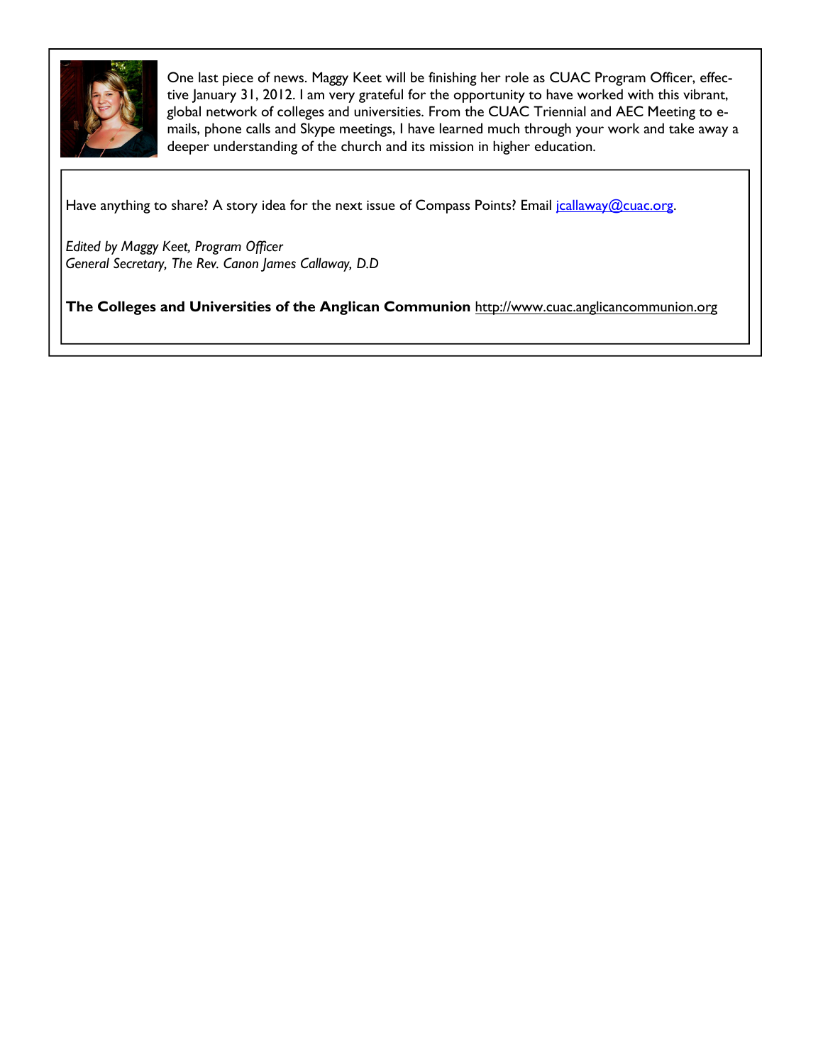One last piece of news. Maggy Keet will be finishing her role as CUAC Program Officer, effective January 31, 2012. I am very grateful for the opportunity to have worked with this vibrant, global network of colleges and universities. From the CUAC Triennial and AEC Meeting to e-mails, phone calls and Skype meetings, I have learned much through your work and take away a deeper understanding of the church and its mission in higher education.

Have anything to share? A story idea for the next issue of Compass Points? Email jcallaway@cuac.org.

*Edited by Maggy Keet, Program Officer*
*General Secretary, The Rev. Canon James Callaway, D.D*

**The Colleges and Universities of the Anglican Communion** http://www.cuac.anglicancommunion.org